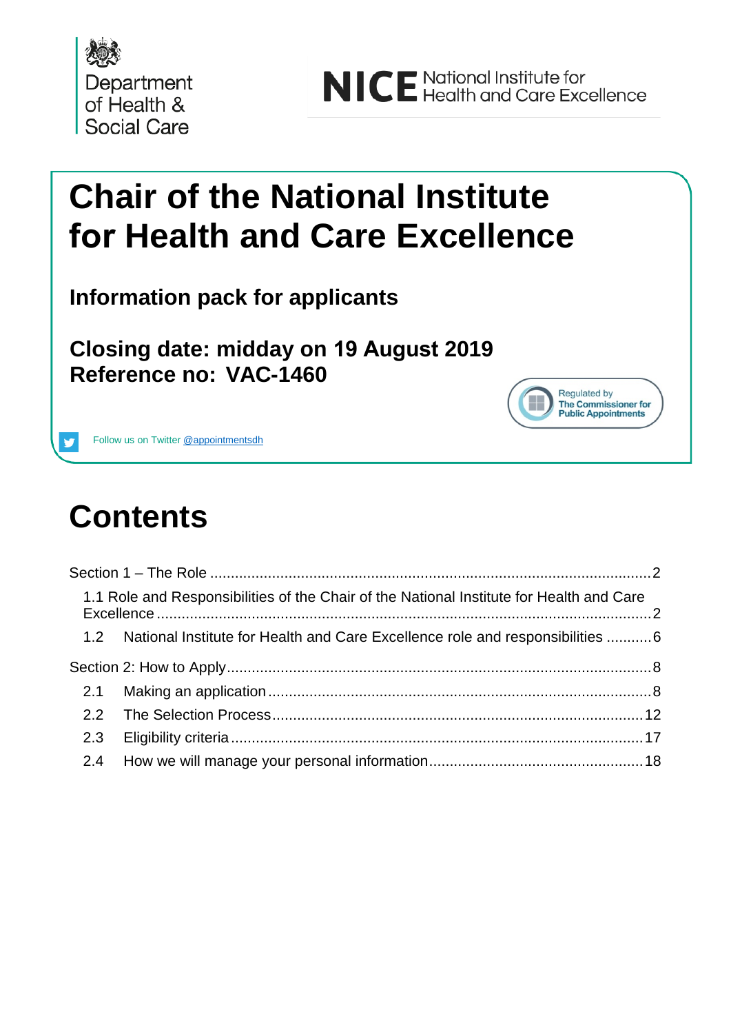Department of Health & Social Care

NICE National Institute for Health and Care Excellence

# Chair of the National Institute for Health and Care Excellence

## Information pack for applicants

**Closing date: midday on 19 August 2019**
**Reference no: VAC-1460**

Regulated by The Commissioner for Public Appointments

Follow us on Twitter @appointmentsdh

# Contents

Section 1 – The Role ..... 2

- 1.1 Role and Responsibilities of the Chair of the National Institute for Health and Care Excellence ..... 2
- 1.2 National Institute for Health and Care Excellence role and responsibilities ..... 6

Section 2: How to Apply ..... 8

- 2.1 Making an application ..... 8
- 2.2 The Selection Process ..... 12
- 2.3 Eligibility criteria ..... 17
- 2.4 How we will manage your personal information ..... 18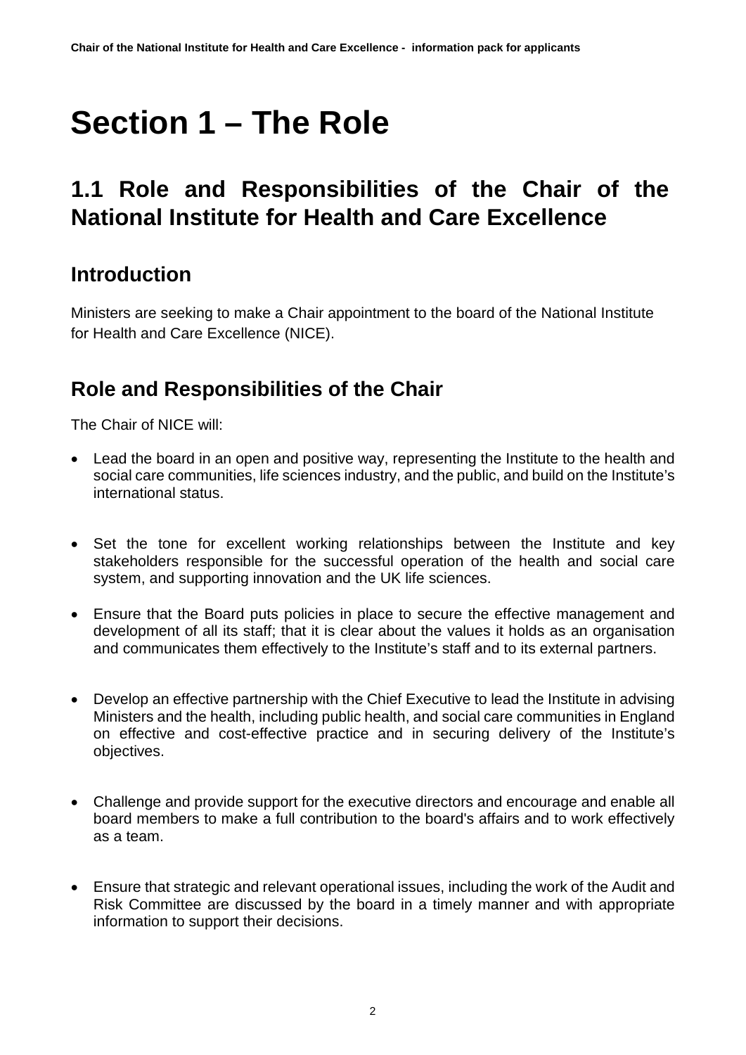# Section 1 – The Role

## 1.1 Role and Responsibilities of the Chair of the National Institute for Health and Care Excellence

### Introduction

Ministers are seeking to make a Chair appointment to the board of the National Institute for Health and Care Excellence (NICE).

### Role and Responsibilities of the Chair

The Chair of NICE will:

- Lead the board in an open and positive way, representing the Institute to the health and social care communities, life sciences industry, and the public, and build on the Institute's international status.
- Set the tone for excellent working relationships between the Institute and key stakeholders responsible for the successful operation of the health and social care system, and supporting innovation and the UK life sciences.
- Ensure that the Board puts policies in place to secure the effective management and development of all its staff; that it is clear about the values it holds as an organisation and communicates them effectively to the Institute's staff and to its external partners.
- Develop an effective partnership with the Chief Executive to lead the Institute in advising Ministers and the health, including public health, and social care communities in England on effective and cost-effective practice and in securing delivery of the Institute's objectives.
- Challenge and provide support for the executive directors and encourage and enable all board members to make a full contribution to the board's affairs and to work effectively as a team.
- Ensure that strategic and relevant operational issues, including the work of the Audit and Risk Committee are discussed by the board in a timely manner and with appropriate information to support their decisions.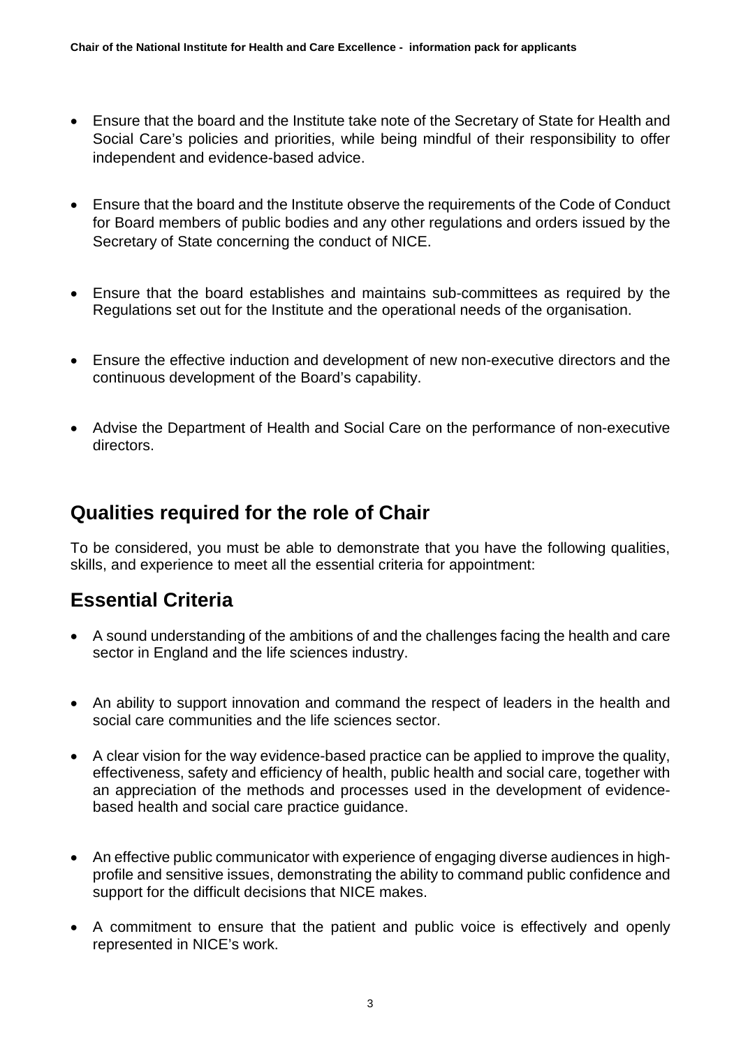- Ensure that the board and the Institute take note of the Secretary of State for Health and Social Care's policies and priorities, while being mindful of their responsibility to offer independent and evidence-based advice.

- Ensure that the board and the Institute observe the requirements of the Code of Conduct for Board members of public bodies and any other regulations and orders issued by the Secretary of State concerning the conduct of NICE.

- Ensure that the board establishes and maintains sub-committees as required by the Regulations set out for the Institute and the operational needs of the organisation.

- Ensure the effective induction and development of new non-executive directors and the continuous development of the Board's capability.

- Advise the Department of Health and Social Care on the performance of non-executive directors.

## Qualities required for the role of Chair

To be considered, you must be able to demonstrate that you have the following qualities, skills, and experience to meet all the essential criteria for appointment:

## Essential Criteria

- A sound understanding of the ambitions of and the challenges facing the health and care sector in England and the life sciences industry.

- An ability to support innovation and command the respect of leaders in the health and social care communities and the life sciences sector.

- A clear vision for the way evidence-based practice can be applied to improve the quality, effectiveness, safety and efficiency of health, public health and social care, together with an appreciation of the methods and processes used in the development of evidence-based health and social care practice guidance.

- An effective public communicator with experience of engaging diverse audiences in high-profile and sensitive issues, demonstrating the ability to command public confidence and support for the difficult decisions that NICE makes.

- A commitment to ensure that the patient and public voice is effectively and openly represented in NICE's work.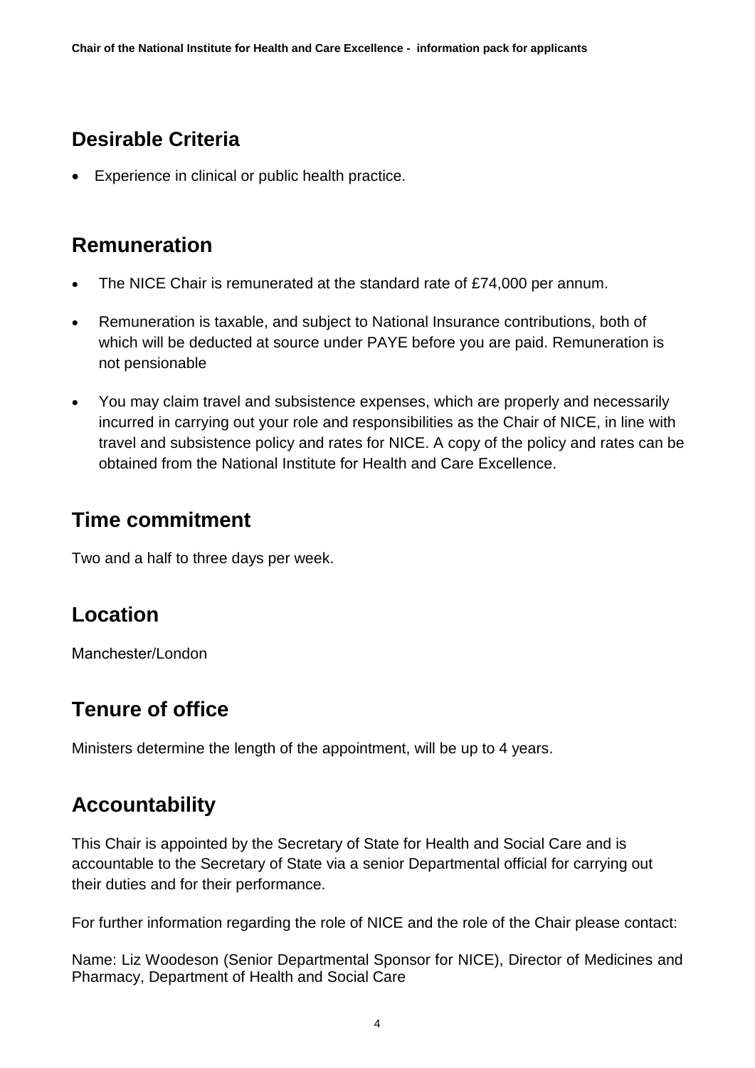## Desirable Criteria

- Experience in clinical or public health practice.

## Remuneration

- The NICE Chair is remunerated at the standard rate of £74,000 per annum.
- Remuneration is taxable, and subject to National Insurance contributions, both of which will be deducted at source under PAYE before you are paid. Remuneration is not pensionable
- You may claim travel and subsistence expenses, which are properly and necessarily incurred in carrying out your role and responsibilities as the Chair of NICE, in line with travel and subsistence policy and rates for NICE. A copy of the policy and rates can be obtained from the National Institute for Health and Care Excellence.

## Time commitment

Two and a half to three days per week.

## Location

Manchester/London

## Tenure of office

Ministers determine the length of the appointment, will be up to 4 years.

## Accountability

This Chair is appointed by the Secretary of State for Health and Social Care and is accountable to the Secretary of State via a senior Departmental official for carrying out their duties and for their performance.

For further information regarding the role of NICE and the role of the Chair please contact:

Name: Liz Woodeson (Senior Departmental Sponsor for NICE), Director of Medicines and Pharmacy, Department of Health and Social Care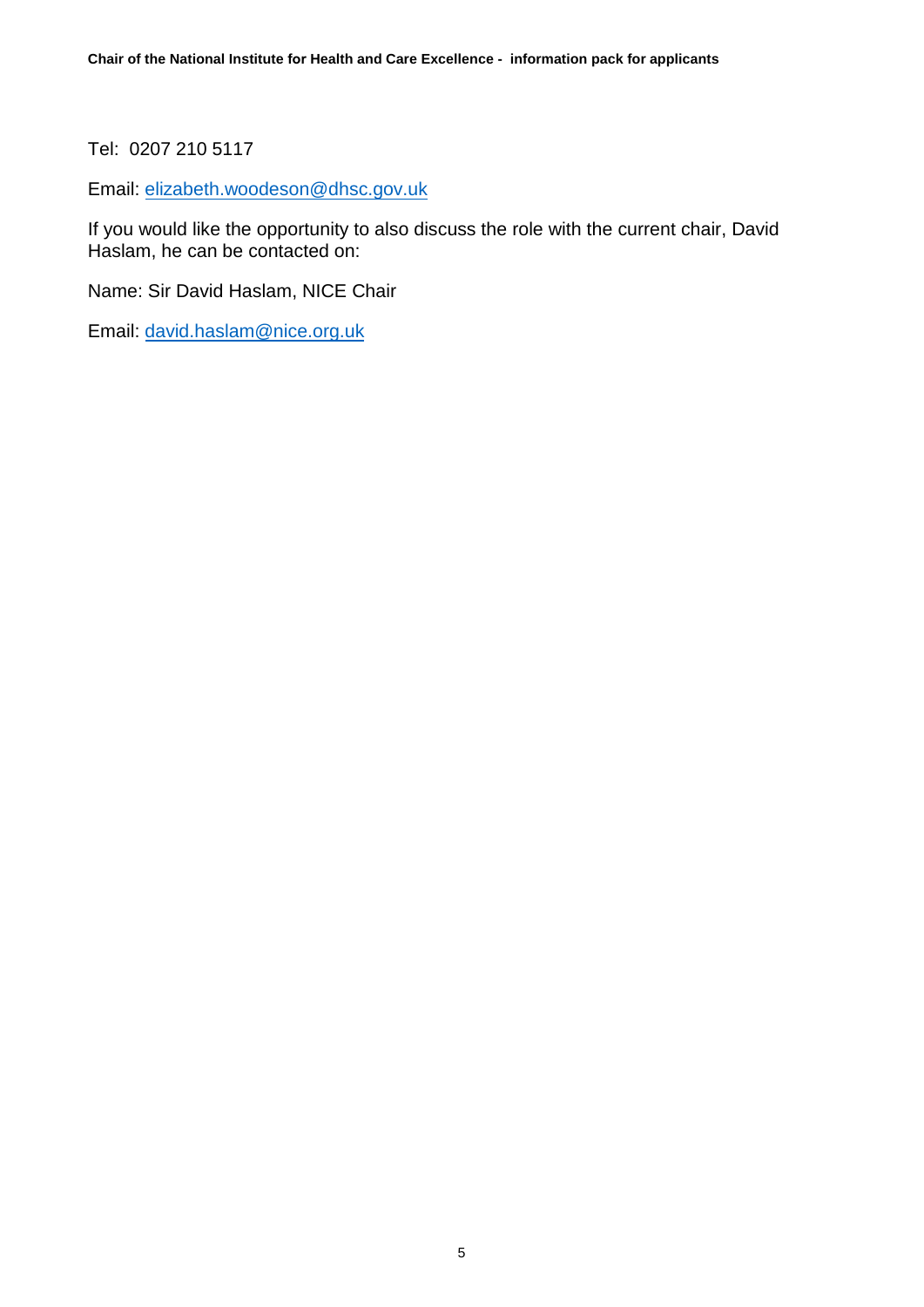Tel:  0207 210 5117

Email: elizabeth.woodeson@dhsc.gov.uk

If you would like the opportunity to also discuss the role with the current chair, David Haslam, he can be contacted on:

Name: Sir David Haslam, NICE Chair

Email: david.haslam@nice.org.uk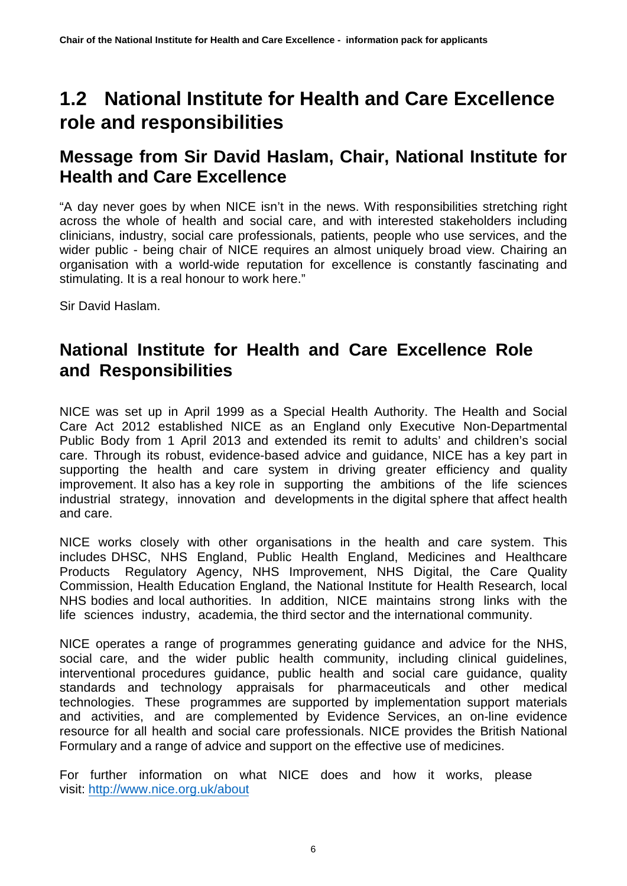# 1.2 National Institute for Health and Care Excellence role and responsibilities

## Message from Sir David Haslam, Chair, National Institute for Health and Care Excellence

"A day never goes by when NICE isn't in the news. With responsibilities stretching right across the whole of health and social care, and with interested stakeholders including clinicians, industry, social care professionals, patients, people who use services, and the wider public - being chair of NICE requires an almost uniquely broad view. Chairing an organisation with a world-wide reputation for excellence is constantly fascinating and stimulating. It is a real honour to work here."

Sir David Haslam.

## National Institute for Health and Care Excellence Role and Responsibilities

NICE was set up in April 1999 as a Special Health Authority. The Health and Social Care Act 2012 established NICE as an England only Executive Non-Departmental Public Body from 1 April 2013 and extended its remit to adults' and children's social care. Through its robust, evidence-based advice and guidance, NICE has a key part in supporting the health and care system in driving greater efficiency and quality improvement. It also has a key role in supporting the ambitions of the life sciences industrial strategy, innovation and developments in the digital sphere that affect health and care.

NICE works closely with other organisations in the health and care system. This includes DHSC, NHS England, Public Health England, Medicines and Healthcare Products Regulatory Agency, NHS Improvement, NHS Digital, the Care Quality Commission, Health Education England, the National Institute for Health Research, local NHS bodies and local authorities. In addition, NICE maintains strong links with the life sciences industry, academia, the third sector and the international community.

NICE operates a range of programmes generating guidance and advice for the NHS, social care, and the wider public health community, including clinical guidelines, interventional procedures guidance, public health and social care guidance, quality standards and technology appraisals for pharmaceuticals and other medical technologies. These programmes are supported by implementation support materials and activities, and are complemented by Evidence Services, an on-line evidence resource for all health and social care professionals. NICE provides the British National Formulary and a range of advice and support on the effective use of medicines.

For further information on what NICE does and how it works, please visit: [http://www.nice.org.uk/about](http://www.nice.org.uk/about)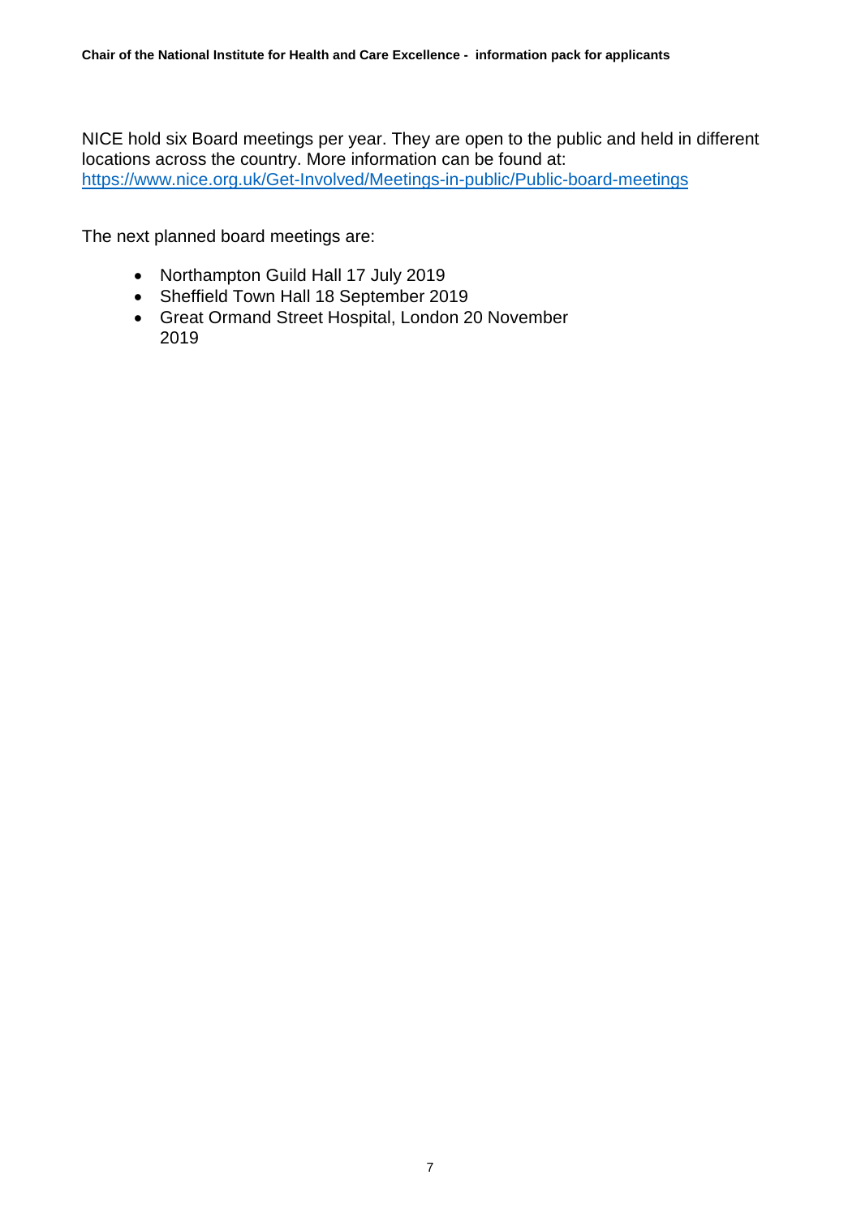NICE hold six Board meetings per year. They are open to the public and held in different locations across the country. More information can be found at: [https://www.nice.org.uk/Get-Involved/Meetings-in-public/Public-board-meetings](https://www.nice.org.uk/Get-Involved/Meetings-in-public/Public-board-meetings)

The next planned board meetings are:

- Northampton Guild Hall 17 July 2019
- Sheffield Town Hall 18 September 2019
- Great Ormand Street Hospital, London 20 November 2019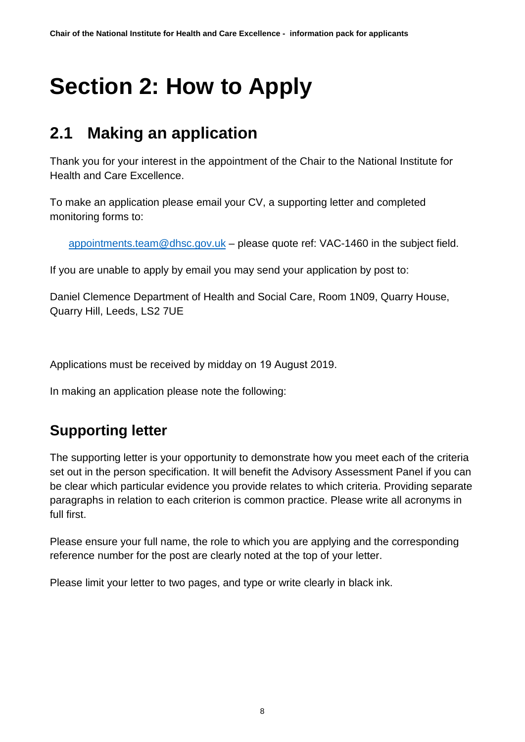# Section 2: How to Apply

## 2.1 Making an application

Thank you for your interest in the appointment of the Chair to the National Institute for Health and Care Excellence.

To make an application please email your CV, a supporting letter and completed monitoring forms to:

appointments.team@dhsc.gov.uk – please quote ref: VAC-1460 in the subject field.

If you are unable to apply by email you may send your application by post to:

Daniel Clemence Department of Health and Social Care, Room 1N09, Quarry House, Quarry Hill, Leeds, LS2 7UE

Applications must be received by midday on 19 August 2019.

In making an application please note the following:

### Supporting letter

The supporting letter is your opportunity to demonstrate how you meet each of the criteria set out in the person specification. It will benefit the Advisory Assessment Panel if you can be clear which particular evidence you provide relates to which criteria. Providing separate paragraphs in relation to each criterion is common practice. Please write all acronyms in full first.

Please ensure your full name, the role to which you are applying and the corresponding reference number for the post are clearly noted at the top of your letter.

Please limit your letter to two pages, and type or write clearly in black ink.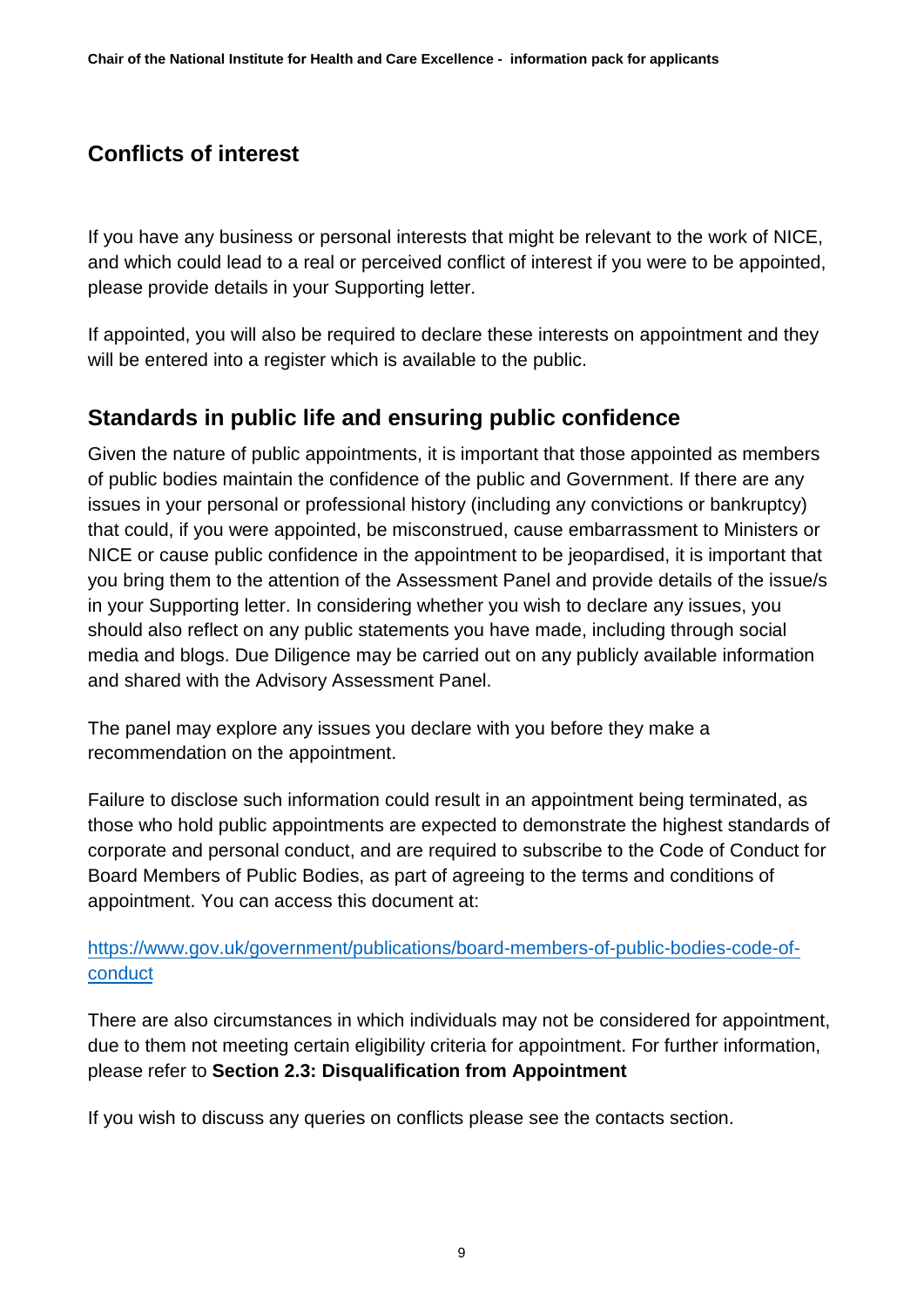## Conflicts of interest

If you have any business or personal interests that might be relevant to the work of NICE, and which could lead to a real or perceived conflict of interest if you were to be appointed, please provide details in your Supporting letter.

If appointed, you will also be required to declare these interests on appointment and they will be entered into a register which is available to the public.

## Standards in public life and ensuring public confidence

Given the nature of public appointments, it is important that those appointed as members of public bodies maintain the confidence of the public and Government. If there are any issues in your personal or professional history (including any convictions or bankruptcy) that could, if you were appointed, be misconstrued, cause embarrassment to Ministers or NICE or cause public confidence in the appointment to be jeopardised, it is important that you bring them to the attention of the Assessment Panel and provide details of the issue/s in your Supporting letter. In considering whether you wish to declare any issues, you should also reflect on any public statements you have made, including through social media and blogs. Due Diligence may be carried out on any publicly available information and shared with the Advisory Assessment Panel.

The panel may explore any issues you declare with you before they make a recommendation on the appointment.

Failure to disclose such information could result in an appointment being terminated, as those who hold public appointments are expected to demonstrate the highest standards of corporate and personal conduct, and are required to subscribe to the Code of Conduct for Board Members of Public Bodies, as part of agreeing to the terms and conditions of appointment. You can access this document at:

[https://www.gov.uk/government/publications/board-members-of-public-bodies-code-of-conduct](https://www.gov.uk/government/publications/board-members-of-public-bodies-code-of-conduct)

There are also circumstances in which individuals may not be considered for appointment, due to them not meeting certain eligibility criteria for appointment. For further information, please refer to **Section 2.3: Disqualification from Appointment**

If you wish to discuss any queries on conflicts please see the contacts section.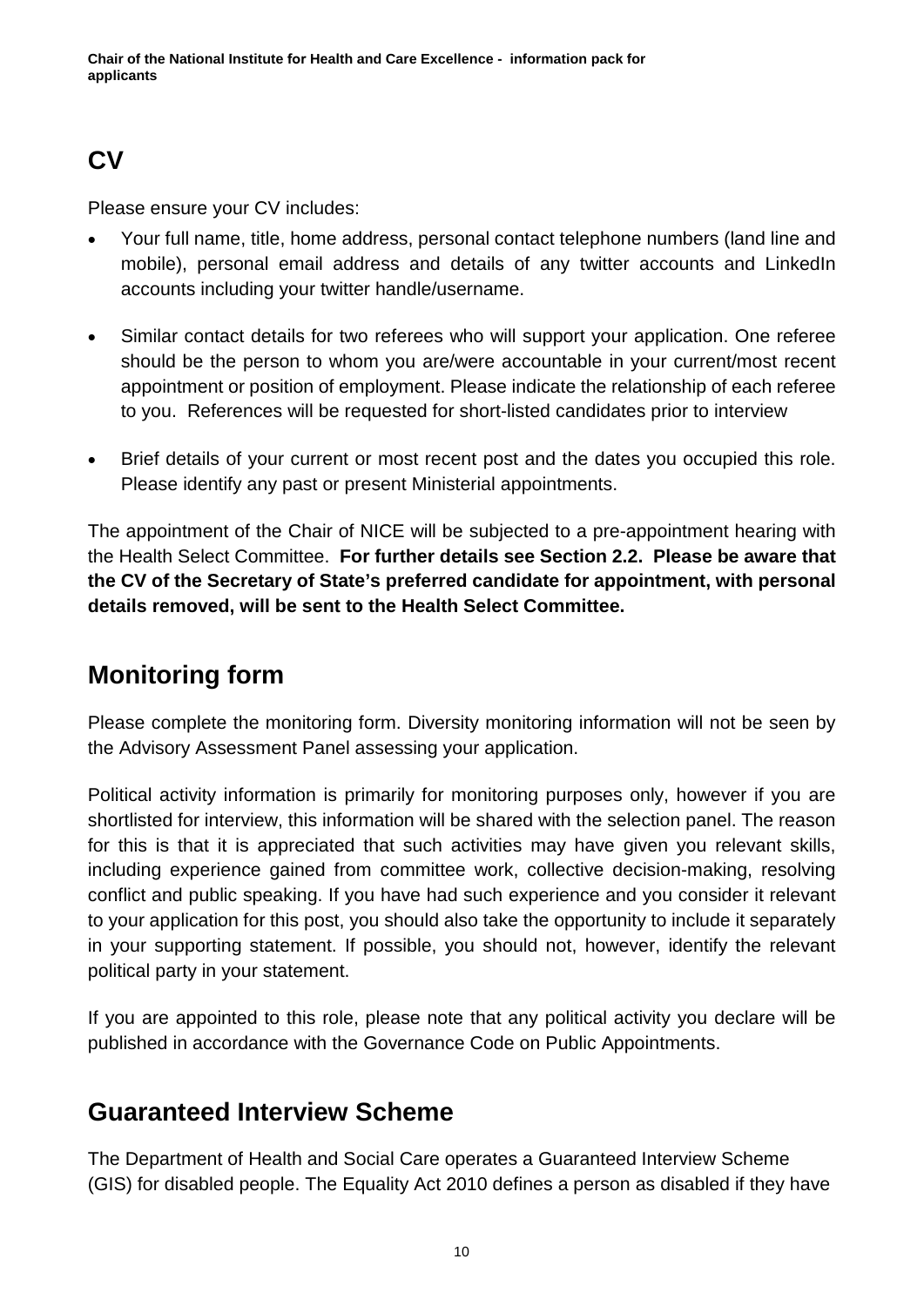## CV

Please ensure your CV includes:

- Your full name, title, home address, personal contact telephone numbers (land line and mobile), personal email address and details of any twitter accounts and LinkedIn accounts including your twitter handle/username.
- Similar contact details for two referees who will support your application. One referee should be the person to whom you are/were accountable in your current/most recent appointment or position of employment. Please indicate the relationship of each referee to you. References will be requested for short-listed candidates prior to interview
- Brief details of your current or most recent post and the dates you occupied this role. Please identify any past or present Ministerial appointments.

The appointment of the Chair of NICE will be subjected to a pre-appointment hearing with the Health Select Committee. **For further details see Section 2.2. Please be aware that the CV of the Secretary of State's preferred candidate for appointment, with personal details removed, will be sent to the Health Select Committee.**

## Monitoring form

Please complete the monitoring form. Diversity monitoring information will not be seen by the Advisory Assessment Panel assessing your application.

Political activity information is primarily for monitoring purposes only, however if you are shortlisted for interview, this information will be shared with the selection panel. The reason for this is that it is appreciated that such activities may have given you relevant skills, including experience gained from committee work, collective decision-making, resolving conflict and public speaking. If you have had such experience and you consider it relevant to your application for this post, you should also take the opportunity to include it separately in your supporting statement. If possible, you should not, however, identify the relevant political party in your statement.

If you are appointed to this role, please note that any political activity you declare will be published in accordance with the Governance Code on Public Appointments.

## Guaranteed Interview Scheme

The Department of Health and Social Care operates a Guaranteed Interview Scheme (GIS) for disabled people. The Equality Act 2010 defines a person as disabled if they have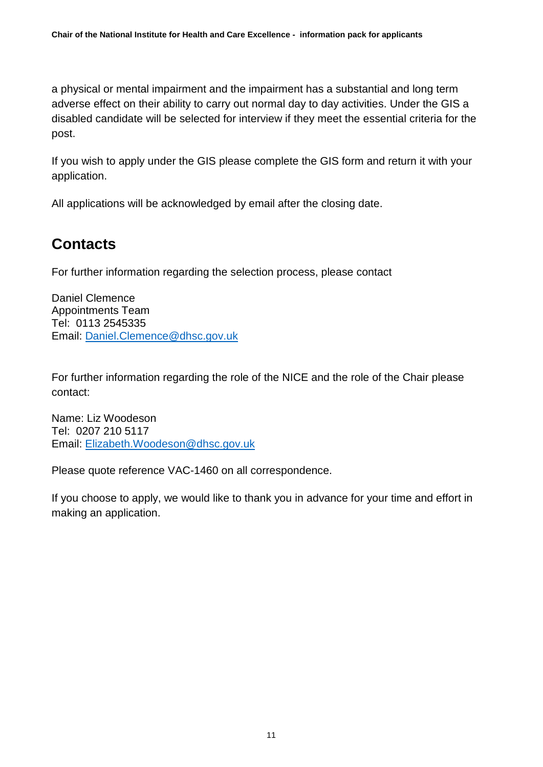a physical or mental impairment and the impairment has a substantial and long term adverse effect on their ability to carry out normal day to day activities. Under the GIS a disabled candidate will be selected for interview if they meet the essential criteria for the post.

If you wish to apply under the GIS please complete the GIS form and return it with your application.

All applications will be acknowledged by email after the closing date.

## Contacts

For further information regarding the selection process, please contact

Daniel Clemence
Appointments Team
Tel: 0113 2545335
Email: Daniel.Clemence@dhsc.gov.uk

For further information regarding the role of the NICE and the role of the Chair please contact:

Name: Liz Woodeson
Tel: 0207 210 5117
Email: Elizabeth.Woodeson@dhsc.gov.uk

Please quote reference VAC-1460 on all correspondence.

If you choose to apply, we would like to thank you in advance for your time and effort in making an application.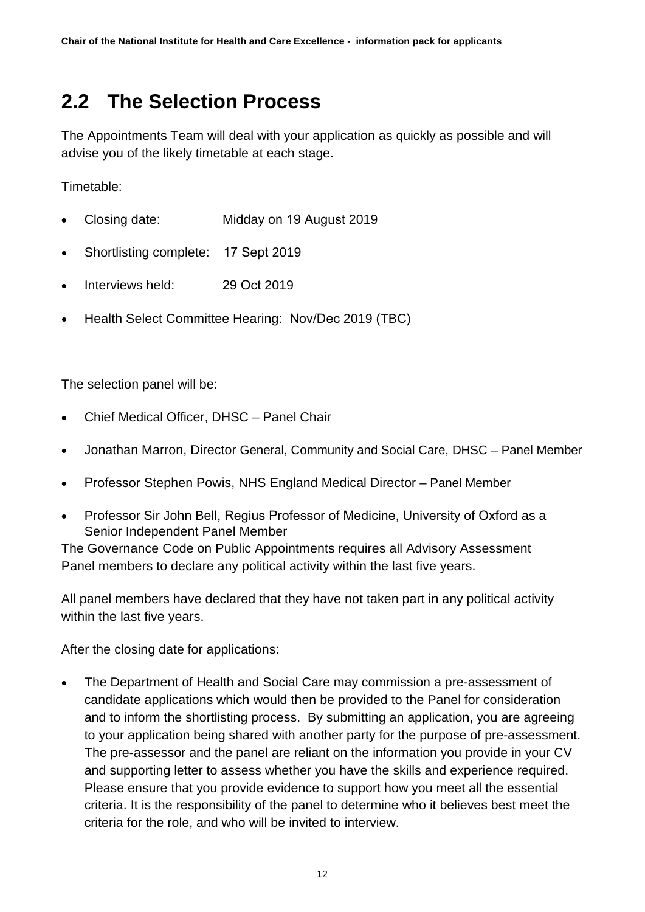## 2.2 The Selection Process

The Appointments Team will deal with your application as quickly as possible and will advise you of the likely timetable at each stage.

Timetable:

- Closing date: Midday on 19 August 2019
- Shortlisting complete: 17 Sept 2019
- Interviews held: 29 Oct 2019
- Health Select Committee Hearing: Nov/Dec 2019 (TBC)

The selection panel will be:

- Chief Medical Officer, DHSC – Panel Chair
- Jonathan Marron, Director General, Community and Social Care, DHSC – Panel Member
- Professor Stephen Powis, NHS England Medical Director – Panel Member
- Professor Sir John Bell, Regius Professor of Medicine, University of Oxford as a Senior Independent Panel Member

The Governance Code on Public Appointments requires all Advisory Assessment Panel members to declare any political activity within the last five years.

All panel members have declared that they have not taken part in any political activity within the last five years.

After the closing date for applications:

- The Department of Health and Social Care may commission a pre-assessment of candidate applications which would then be provided to the Panel for consideration and to inform the shortlisting process. By submitting an application, you are agreeing to your application being shared with another party for the purpose of pre-assessment. The pre-assessor and the panel are reliant on the information you provide in your CV and supporting letter to assess whether you have the skills and experience required. Please ensure that you provide evidence to support how you meet all the essential criteria. It is the responsibility of the panel to determine who it believes best meet the criteria for the role, and who will be invited to interview.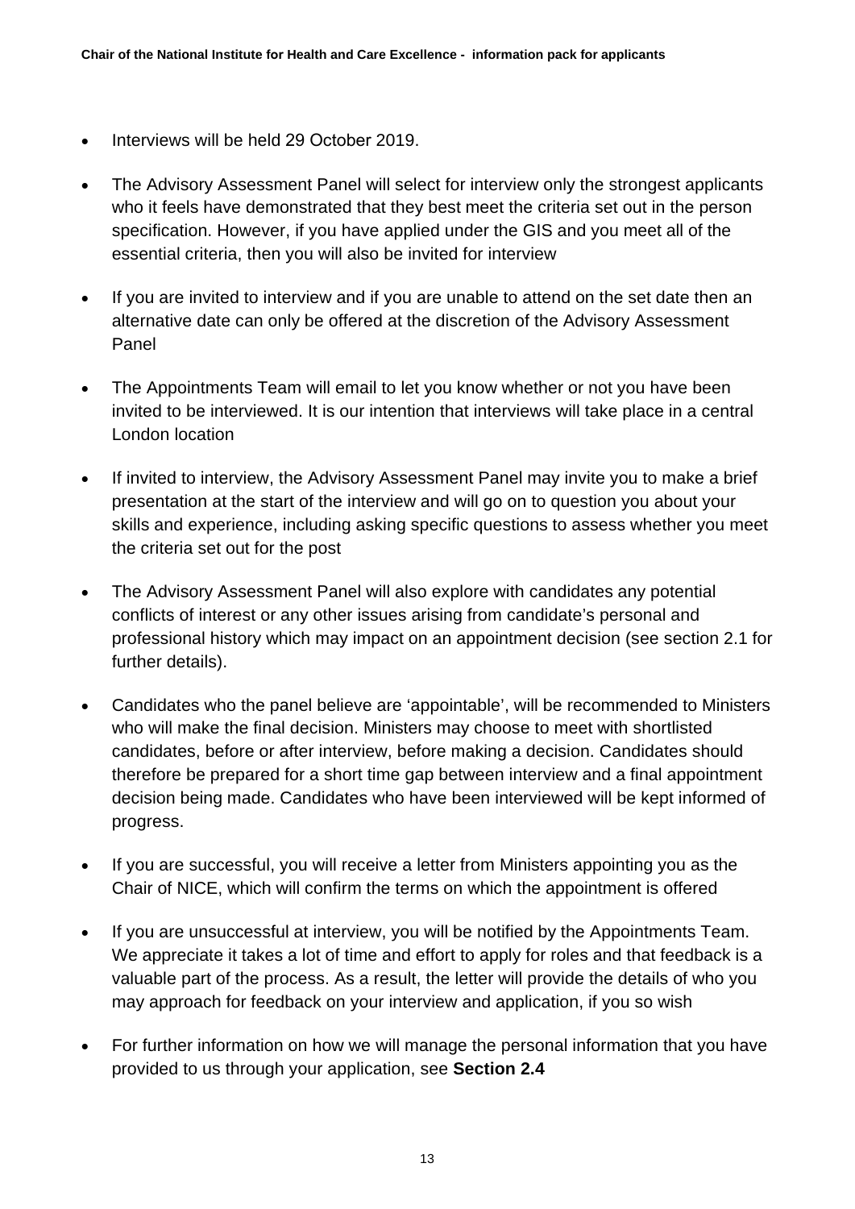- Interviews will be held 29 October 2019.
- The Advisory Assessment Panel will select for interview only the strongest applicants who it feels have demonstrated that they best meet the criteria set out in the person specification. However, if you have applied under the GIS and you meet all of the essential criteria, then you will also be invited for interview
- If you are invited to interview and if you are unable to attend on the set date then an alternative date can only be offered at the discretion of the Advisory Assessment Panel
- The Appointments Team will email to let you know whether or not you have been invited to be interviewed. It is our intention that interviews will take place in a central London location
- If invited to interview, the Advisory Assessment Panel may invite you to make a brief presentation at the start of the interview and will go on to question you about your skills and experience, including asking specific questions to assess whether you meet the criteria set out for the post
- The Advisory Assessment Panel will also explore with candidates any potential conflicts of interest or any other issues arising from candidate's personal and professional history which may impact on an appointment decision (see section 2.1 for further details).
- Candidates who the panel believe are 'appointable', will be recommended to Ministers who will make the final decision. Ministers may choose to meet with shortlisted candidates, before or after interview, before making a decision. Candidates should therefore be prepared for a short time gap between interview and a final appointment decision being made. Candidates who have been interviewed will be kept informed of progress.
- If you are successful, you will receive a letter from Ministers appointing you as the Chair of NICE, which will confirm the terms on which the appointment is offered
- If you are unsuccessful at interview, you will be notified by the Appointments Team. We appreciate it takes a lot of time and effort to apply for roles and that feedback is a valuable part of the process. As a result, the letter will provide the details of who you may approach for feedback on your interview and application, if you so wish
- For further information on how we will manage the personal information that you have provided to us through your application, see **Section 2.4**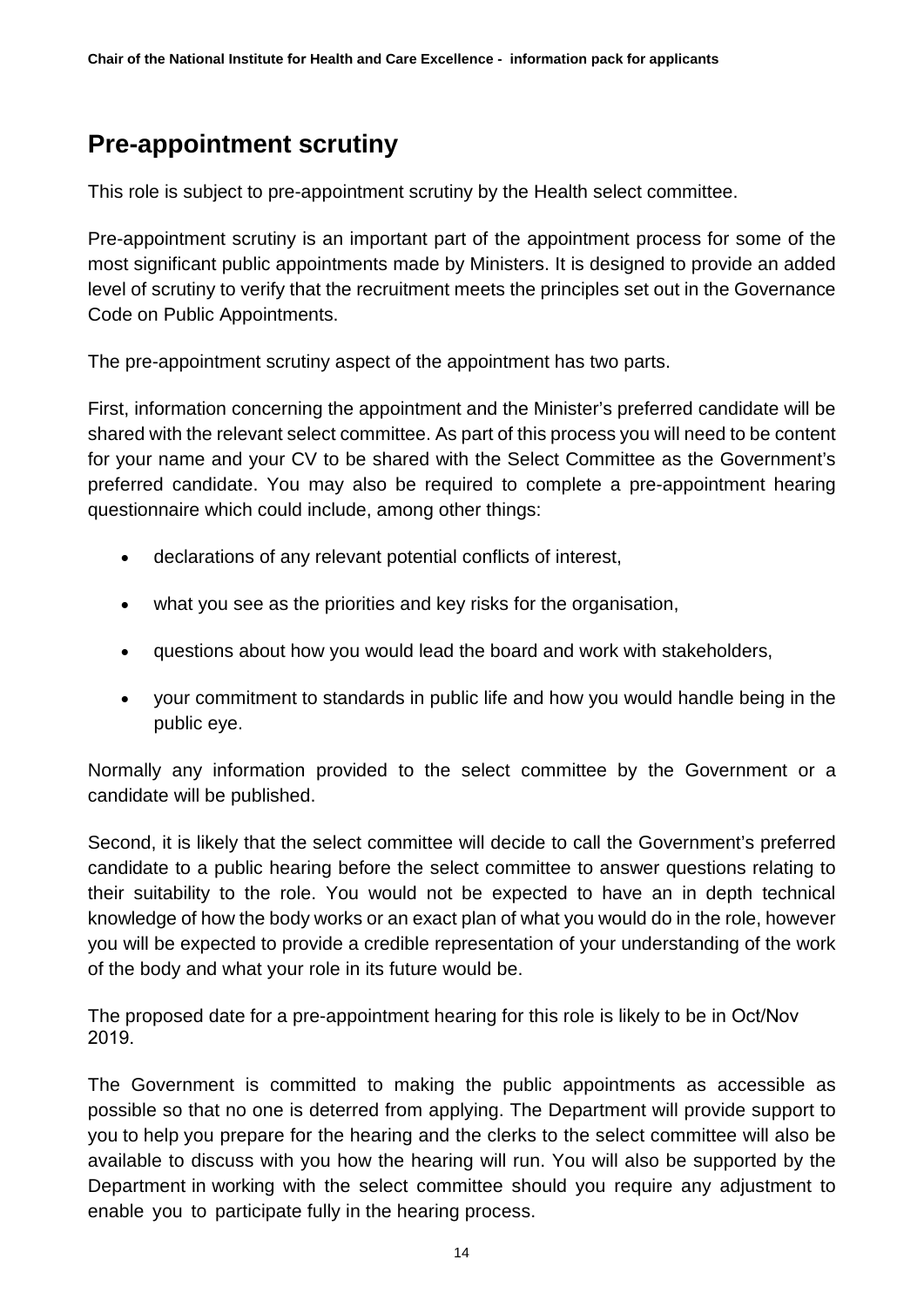## Pre-appointment scrutiny

This role is subject to pre-appointment scrutiny by the Health select committee.

Pre-appointment scrutiny is an important part of the appointment process for some of the most significant public appointments made by Ministers. It is designed to provide an added level of scrutiny to verify that the recruitment meets the principles set out in the Governance Code on Public Appointments.

The pre-appointment scrutiny aspect of the appointment has two parts.

First, information concerning the appointment and the Minister's preferred candidate will be shared with the relevant select committee. As part of this process you will need to be content for your name and your CV to be shared with the Select Committee as the Government's preferred candidate. You may also be required to complete a pre-appointment hearing questionnaire which could include, among other things:

- declarations of any relevant potential conflicts of interest,
- what you see as the priorities and key risks for the organisation,
- questions about how you would lead the board and work with stakeholders,
- your commitment to standards in public life and how you would handle being in the public eye.

Normally any information provided to the select committee by the Government or a candidate will be published.

Second, it is likely that the select committee will decide to call the Government's preferred candidate to a public hearing before the select committee to answer questions relating to their suitability to the role. You would not be expected to have an in depth technical knowledge of how the body works or an exact plan of what you would do in the role, however you will be expected to provide a credible representation of your understanding of the work of the body and what your role in its future would be.

The proposed date for a pre-appointment hearing for this role is likely to be in Oct/Nov 2019.

The Government is committed to making the public appointments as accessible as possible so that no one is deterred from applying. The Department will provide support to you to help you prepare for the hearing and the clerks to the select committee will also be available to discuss with you how the hearing will run. You will also be supported by the Department in working with the select committee should you require any adjustment to enable you to participate fully in the hearing process.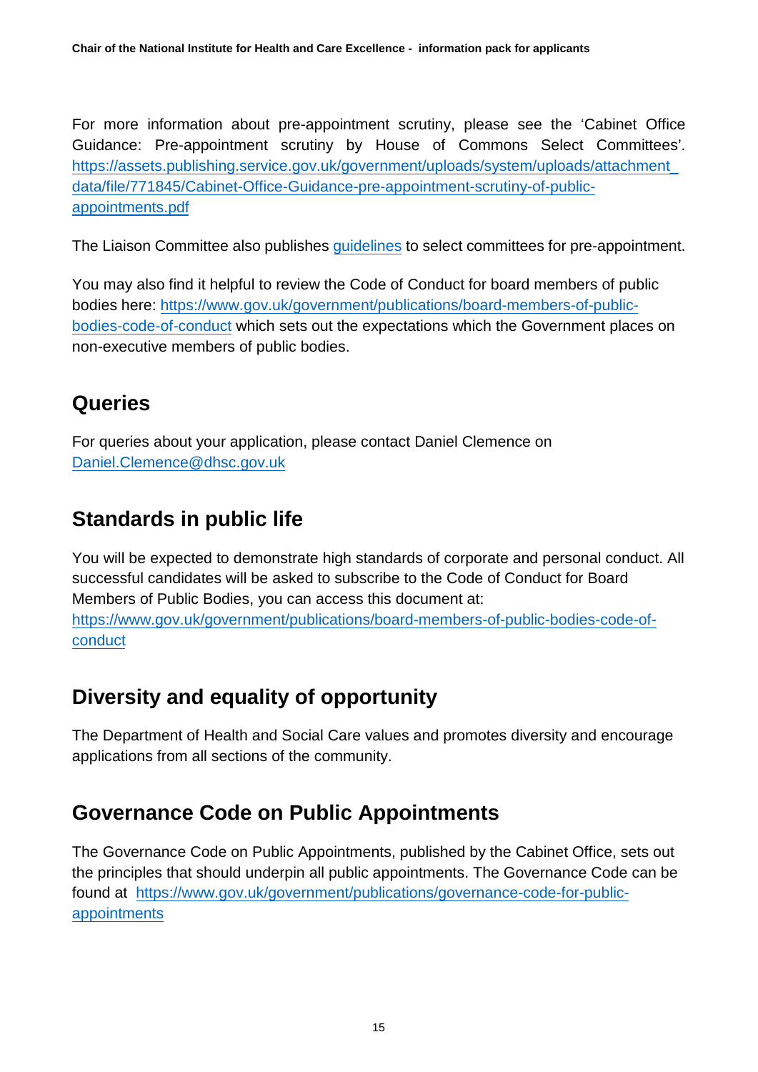For more information about pre-appointment scrutiny, please see the 'Cabinet Office Guidance: Pre-appointment scrutiny by House of Commons Select Committees'. https://assets.publishing.service.gov.uk/government/uploads/system/uploads/attachment_data/file/771845/Cabinet-Office-Guidance-pre-appointment-scrutiny-of-public-appointments.pdf

The Liaison Committee also publishes guidelines to select committees for pre-appointment.

You may also find it helpful to review the Code of Conduct for board members of public bodies here: https://www.gov.uk/government/publications/board-members-of-public-bodies-code-of-conduct which sets out the expectations which the Government places on non-executive members of public bodies.

## Queries

For queries about your application, please contact Daniel Clemence on Daniel.Clemence@dhsc.gov.uk

## Standards in public life

You will be expected to demonstrate high standards of corporate and personal conduct. All successful candidates will be asked to subscribe to the Code of Conduct for Board Members of Public Bodies, you can access this document at: https://www.gov.uk/government/publications/board-members-of-public-bodies-code-of-conduct

## Diversity and equality of opportunity

The Department of Health and Social Care values and promotes diversity and encourage applications from all sections of the community.

## Governance Code on Public Appointments

The Governance Code on Public Appointments, published by the Cabinet Office, sets out the principles that should underpin all public appointments. The Governance Code can be found at https://www.gov.uk/government/publications/governance-code-for-public-appointments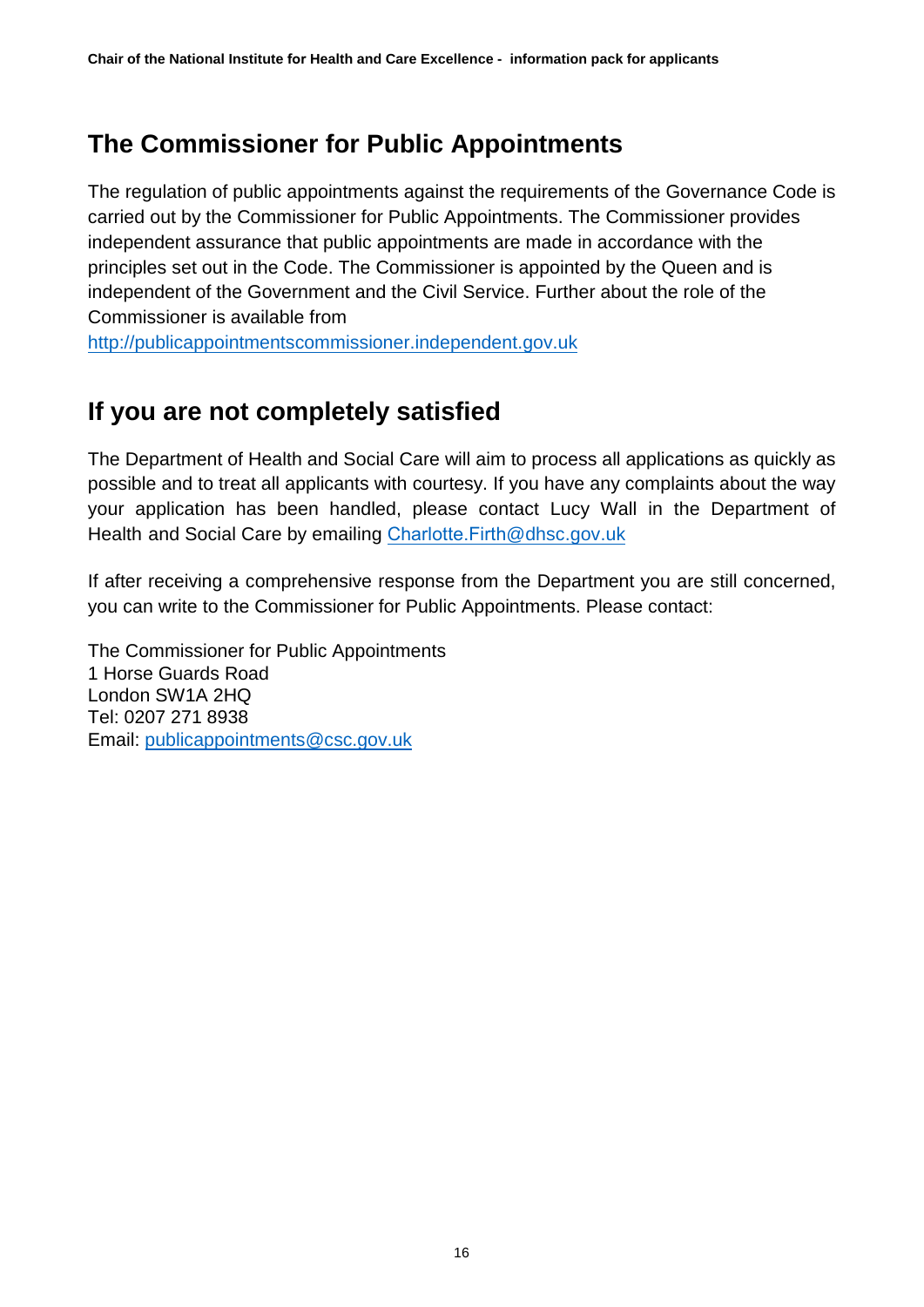## The Commissioner for Public Appointments

The regulation of public appointments against the requirements of the Governance Code is carried out by the Commissioner for Public Appointments. The Commissioner provides independent assurance that public appointments are made in accordance with the principles set out in the Code. The Commissioner is appointed by the Queen and is independent of the Government and the Civil Service. Further about the role of the Commissioner is available from http://publicappointmentscommissioner.independent.gov.uk

## If you are not completely satisfied

The Department of Health and Social Care will aim to process all applications as quickly as possible and to treat all applicants with courtesy. If you have any complaints about the way your application has been handled, please contact Lucy Wall in the Department of Health and Social Care by emailing Charlotte.Firth@dhsc.gov.uk

If after receiving a comprehensive response from the Department you are still concerned, you can write to the Commissioner for Public Appointments. Please contact:

The Commissioner for Public Appointments
1 Horse Guards Road
London SW1A 2HQ
Tel: 0207 271 8938
Email: publicappointments@csc.gov.uk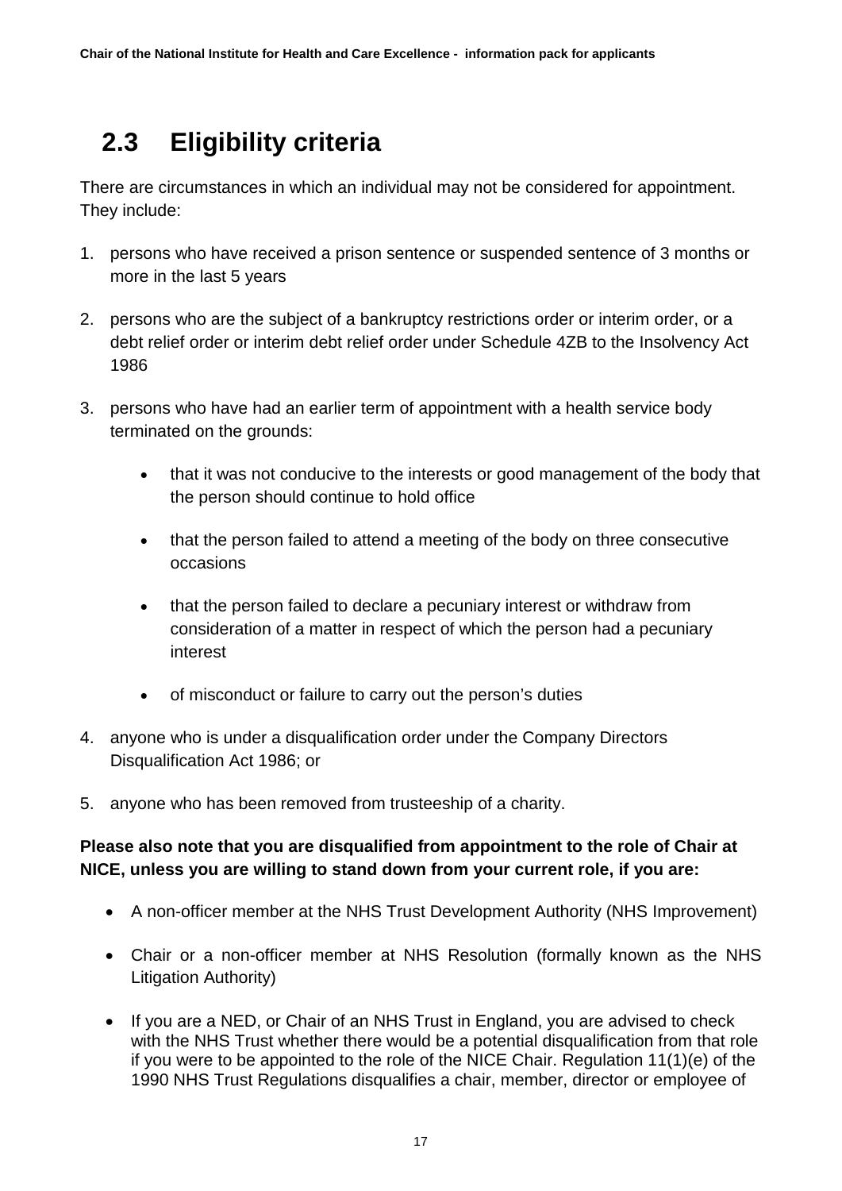## 2.3 Eligibility criteria

There are circumstances in which an individual may not be considered for appointment. They include:

1. persons who have received a prison sentence or suspended sentence of 3 months or more in the last 5 years
2. persons who are the subject of a bankruptcy restrictions order or interim order, or a debt relief order or interim debt relief order under Schedule 4ZB to the Insolvency Act 1986
3. persons who have had an earlier term of appointment with a health service body terminated on the grounds:
    - that it was not conducive to the interests or good management of the body that the person should continue to hold office
    - that the person failed to attend a meeting of the body on three consecutive occasions
    - that the person failed to declare a pecuniary interest or withdraw from consideration of a matter in respect of which the person had a pecuniary interest
    - of misconduct or failure to carry out the person's duties
4. anyone who is under a disqualification order under the Company Directors Disqualification Act 1986; or
5. anyone who has been removed from trusteeship of a charity.

**Please also note that you are disqualified from appointment to the role of Chair at NICE, unless you are willing to stand down from your current role, if you are:**

- A non-officer member at the NHS Trust Development Authority (NHS Improvement)
- Chair or a non-officer member at NHS Resolution (formally known as the NHS Litigation Authority)
- If you are a NED, or Chair of an NHS Trust in England, you are advised to check with the NHS Trust whether there would be a potential disqualification from that role if you were to be appointed to the role of the NICE Chair. Regulation 11(1)(e) of the 1990 NHS Trust Regulations disqualifies a chair, member, director or employee of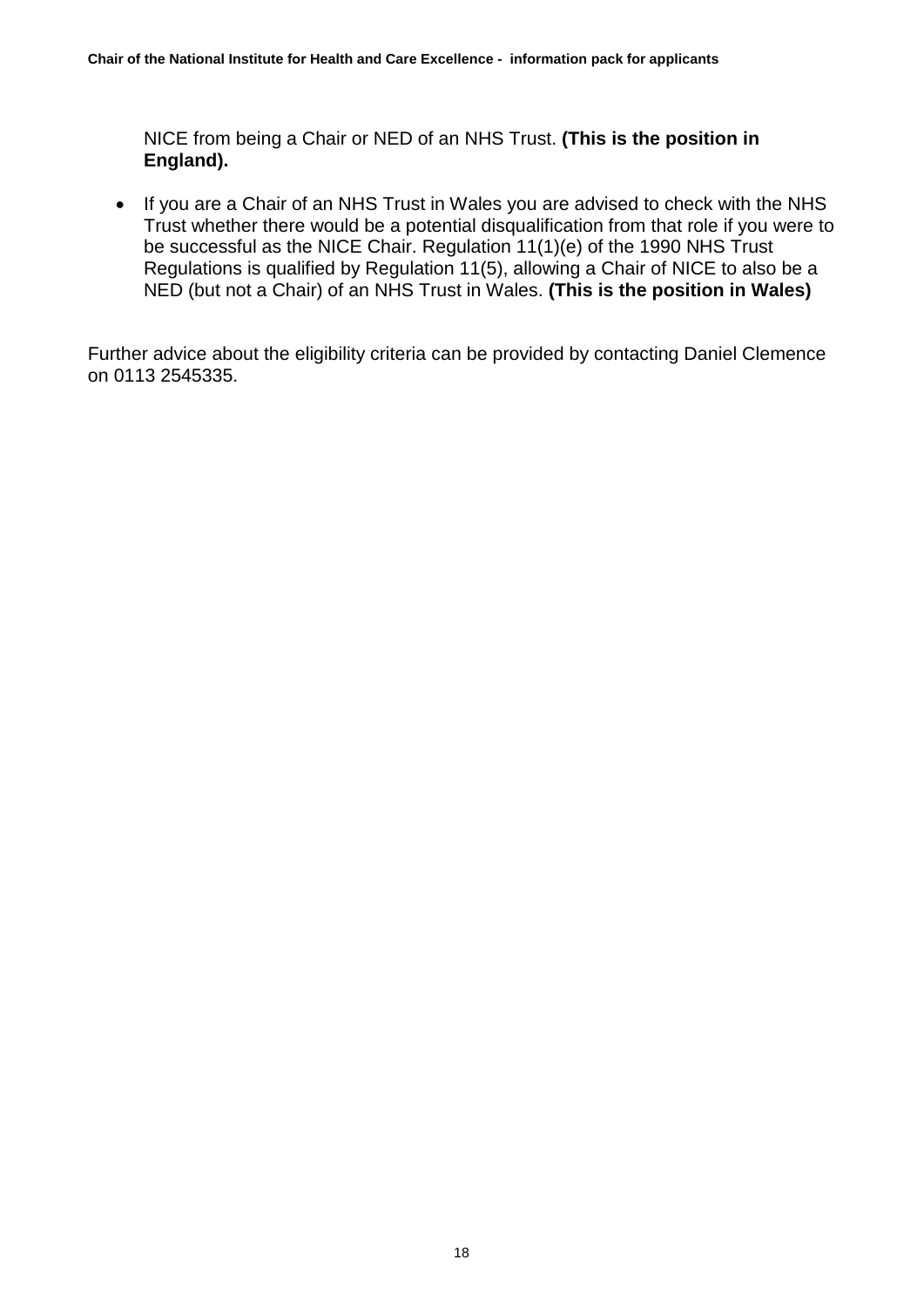NICE from being a Chair or NED of an NHS Trust. **(This is the position in England).**

- If you are a Chair of an NHS Trust in Wales you are advised to check with the NHS Trust whether there would be a potential disqualification from that role if you were to be successful as the NICE Chair. Regulation 11(1)(e) of the 1990 NHS Trust Regulations is qualified by Regulation 11(5), allowing a Chair of NICE to also be a NED (but not a Chair) of an NHS Trust in Wales. **(This is the position in Wales)**

Further advice about the eligibility criteria can be provided by contacting Daniel Clemence on 0113 2545335.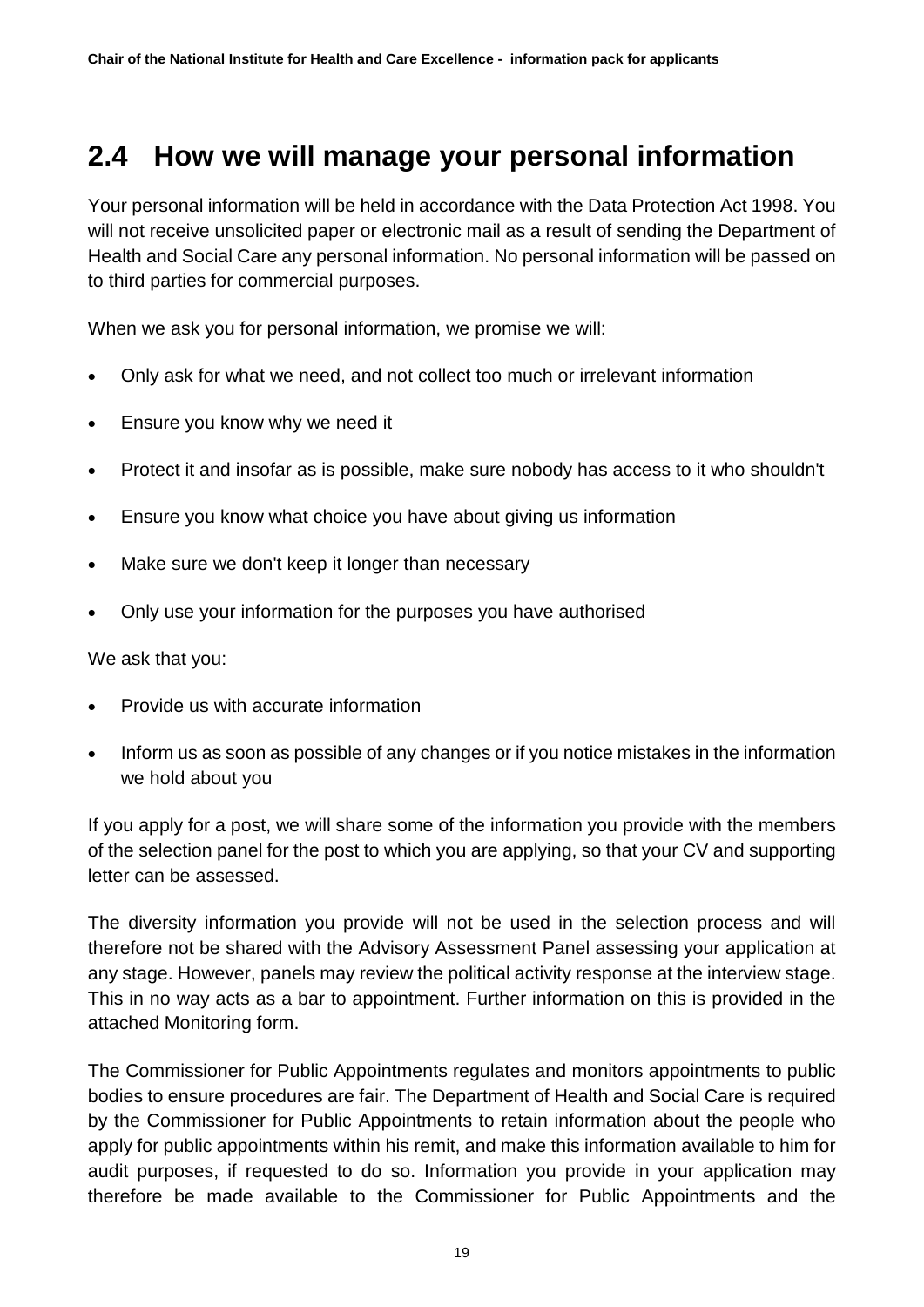## 2.4 How we will manage your personal information

Your personal information will be held in accordance with the Data Protection Act 1998. You will not receive unsolicited paper or electronic mail as a result of sending the Department of Health and Social Care any personal information. No personal information will be passed on to third parties for commercial purposes.

When we ask you for personal information, we promise we will:

- Only ask for what we need, and not collect too much or irrelevant information
- Ensure you know why we need it
- Protect it and insofar as is possible, make sure nobody has access to it who shouldn't
- Ensure you know what choice you have about giving us information
- Make sure we don't keep it longer than necessary
- Only use your information for the purposes you have authorised

We ask that you:

- Provide us with accurate information
- Inform us as soon as possible of any changes or if you notice mistakes in the information we hold about you

If you apply for a post, we will share some of the information you provide with the members of the selection panel for the post to which you are applying, so that your CV and supporting letter can be assessed.

The diversity information you provide will not be used in the selection process and will therefore not be shared with the Advisory Assessment Panel assessing your application at any stage. However, panels may review the political activity response at the interview stage. This in no way acts as a bar to appointment. Further information on this is provided in the attached Monitoring form.

The Commissioner for Public Appointments regulates and monitors appointments to public bodies to ensure procedures are fair. The Department of Health and Social Care is required by the Commissioner for Public Appointments to retain information about the people who apply for public appointments within his remit, and make this information available to him for audit purposes, if requested to do so. Information you provide in your application may therefore be made available to the Commissioner for Public Appointments and the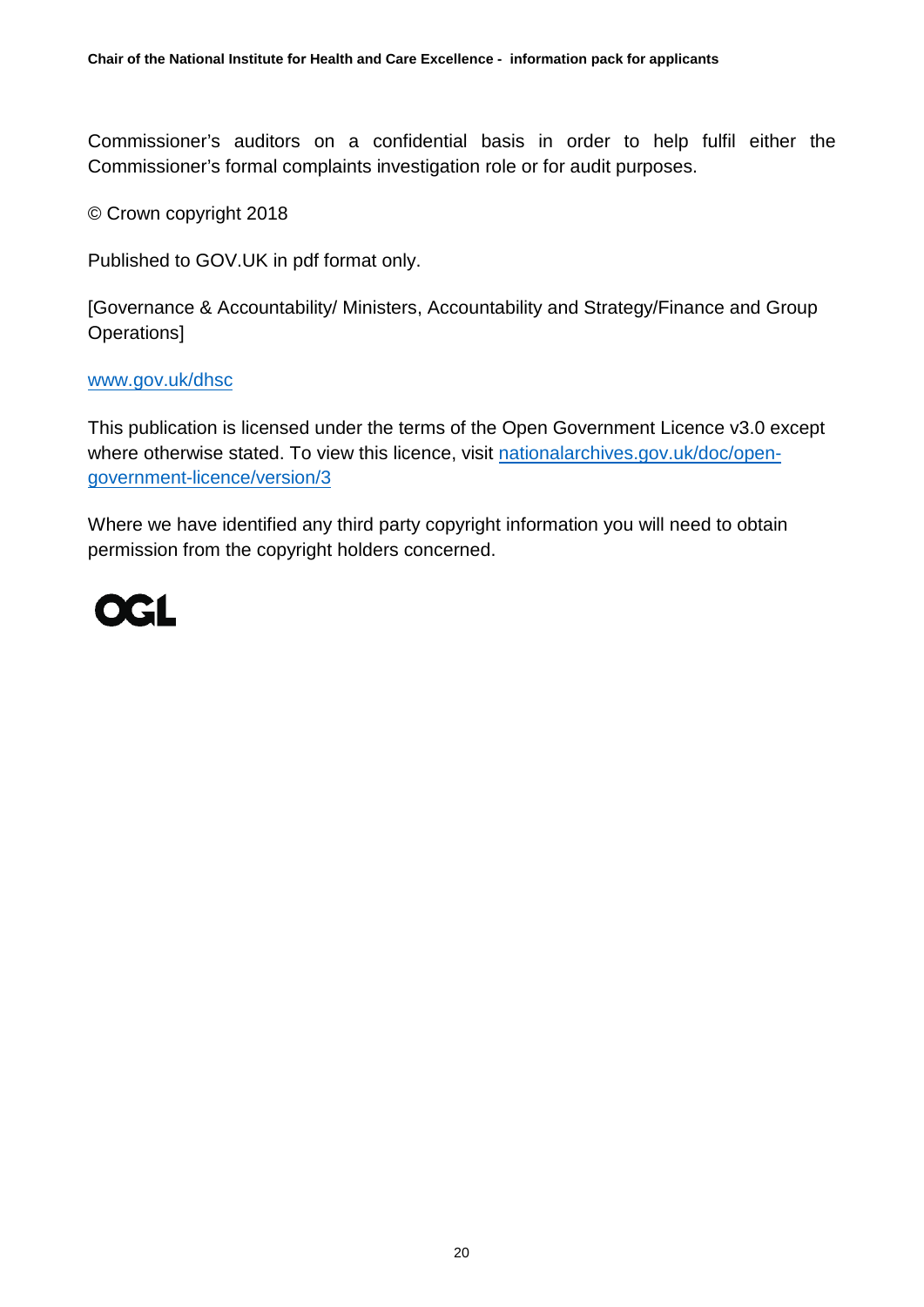Commissioner's auditors on a confidential basis in order to help fulfil either the Commissioner's formal complaints investigation role or for audit purposes.

© Crown copyright 2018

Published to GOV.UK in pdf format only.

[Governance & Accountability/ Ministers, Accountability and Strategy/Finance and Group Operations]

[www.gov.uk/dhsc](http://www.gov.uk/dhsc)

This publication is licensed under the terms of the Open Government Licence v3.0 except where otherwise stated. To view this licence, visit [nationalarchives.gov.uk/doc/open-government-licence/version/3](http://nationalarchives.gov.uk/doc/open-government-licence/version/3)

Where we have identified any third party copyright information you will need to obtain permission from the copyright holders concerned.

OGL